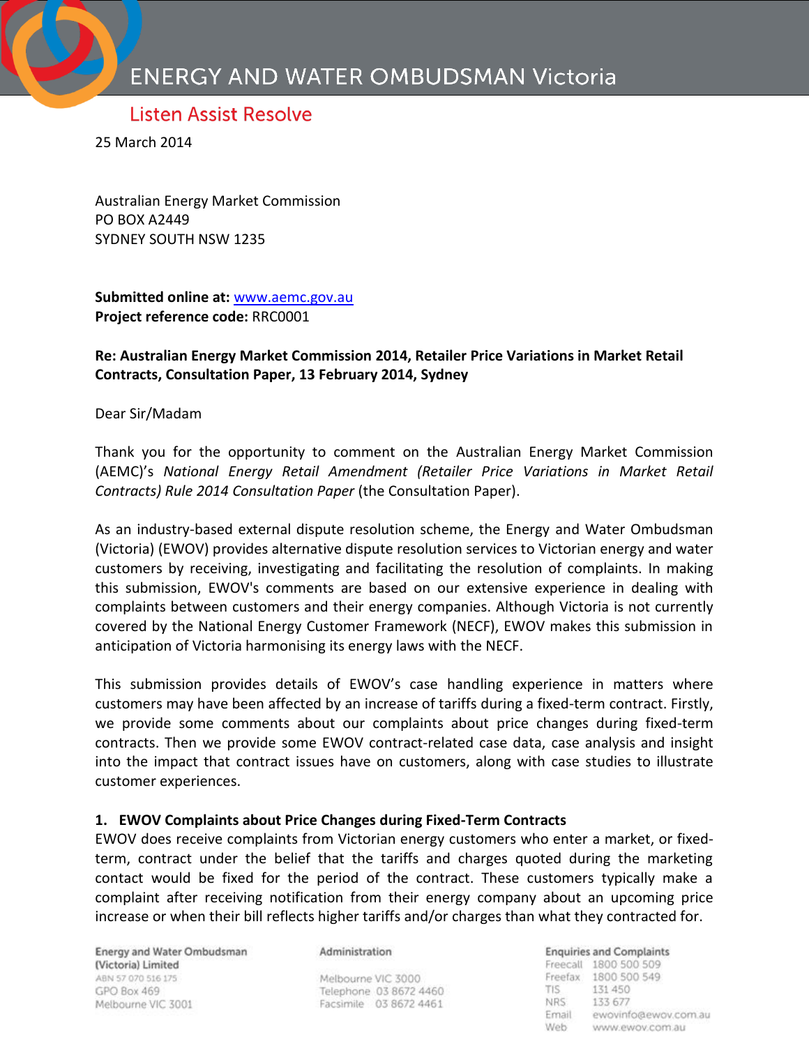ENERGY AND WATER OMBUDSMAN Victoria

Listen Assist Resolve

25 March 2014

Australian Energy Market Commission
PO BOX A2449
SYDNEY SOUTH NSW 1235

**Submitted online at:** www.aemc.gov.au
**Project reference code:** RRC0001

**Re: Australian Energy Market Commission 2014, Retailer Price Variations in Market Retail Contracts, Consultation Paper, 13 February 2014, Sydney**

Dear Sir/Madam

Thank you for the opportunity to comment on the Australian Energy Market Commission (AEMC)'s *National Energy Retail Amendment (Retailer Price Variations in Market Retail Contracts) Rule 2014 Consultation Paper* (the Consultation Paper).

As an industry-based external dispute resolution scheme, the Energy and Water Ombudsman (Victoria) (EWOV) provides alternative dispute resolution services to Victorian energy and water customers by receiving, investigating and facilitating the resolution of complaints. In making this submission, EWOV's comments are based on our extensive experience in dealing with complaints between customers and their energy companies. Although Victoria is not currently covered by the National Energy Customer Framework (NECF), EWOV makes this submission in anticipation of Victoria harmonising its energy laws with the NECF.

This submission provides details of EWOV's case handling experience in matters where customers may have been affected by an increase of tariffs during a fixed-term contract. Firstly, we provide some comments about our complaints about price changes during fixed-term contracts. Then we provide some EWOV contract-related case data, case analysis and insight into the impact that contract issues have on customers, along with case studies to illustrate customer experiences.

### 1. EWOV Complaints about Price Changes during Fixed-Term Contracts

EWOV does receive complaints from Victorian energy customers who enter a market, or fixed-term, contract under the belief that the tariffs and charges quoted during the marketing contact would be fixed for the period of the contract. These customers typically make a complaint after receiving notification from their energy company about an upcoming price increase or when their bill reflects higher tariffs and/or charges than what they contracted for.

Energy and Water Ombudsman (Victoria) Limited
ABN 57 070 516 175
GPO Box 469
Melbourne VIC 3001

Administration
Melbourne VIC 3000
Telephone 03 8672 4460
Facsimile 03 8672 4461

Enquiries and Complaints
Freecall 1800 500 509
Freefax 1800 500 549
TIS 131 450
NRS 133 677
Email ewovinfo@ewov.com.au
Web www.ewov.com.au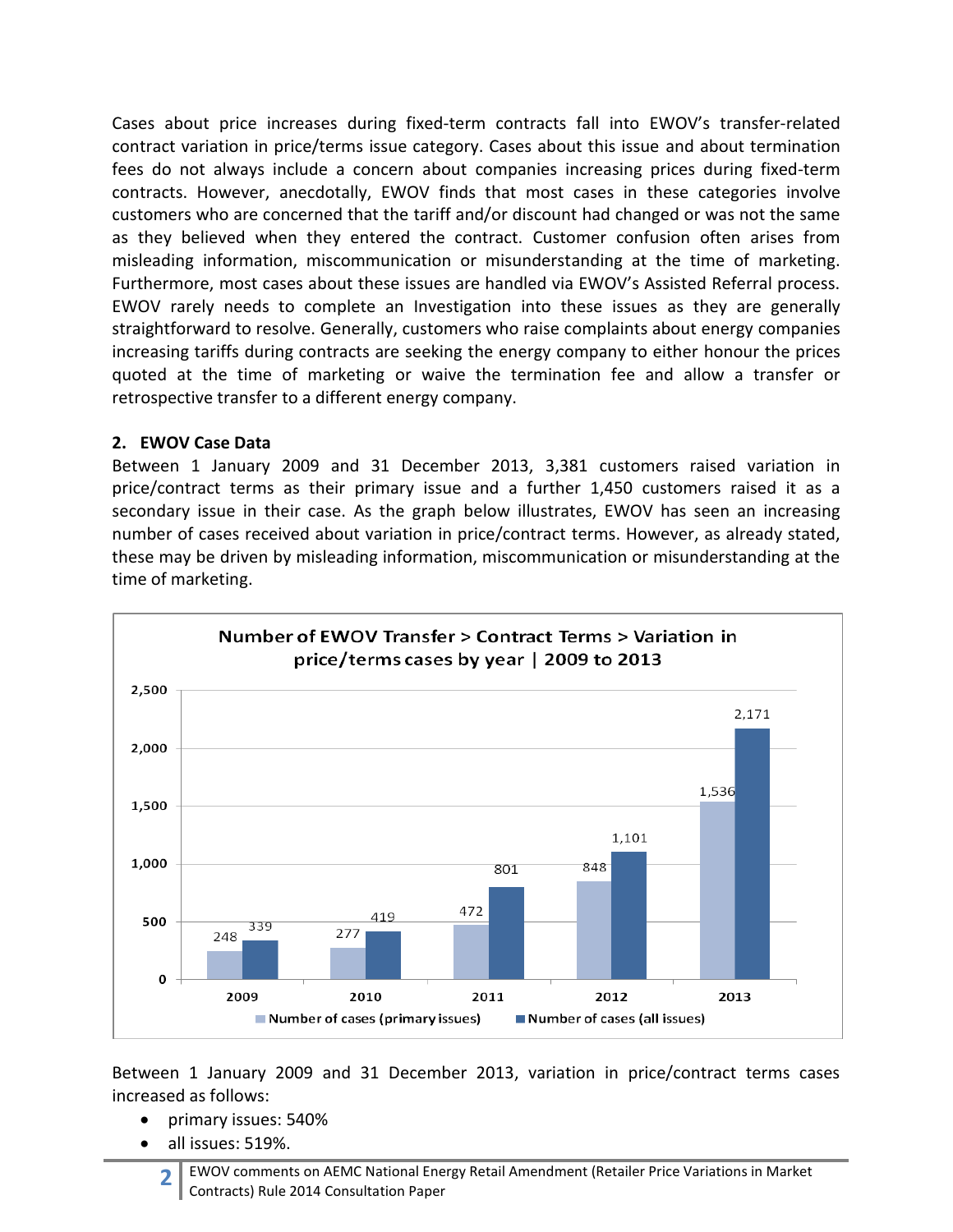Cases about price increases during fixed-term contracts fall into EWOV's transfer-related contract variation in price/terms issue category. Cases about this issue and about termination fees do not always include a concern about companies increasing prices during fixed-term contracts. However, anecdotally, EWOV finds that most cases in these categories involve customers who are concerned that the tariff and/or discount had changed or was not the same as they believed when they entered the contract. Customer confusion often arises from misleading information, miscommunication or misunderstanding at the time of marketing. Furthermore, most cases about these issues are handled via EWOV's Assisted Referral process. EWOV rarely needs to complete an Investigation into these issues as they are generally straightforward to resolve. Generally, customers who raise complaints about energy companies increasing tariffs during contracts are seeking the energy company to either honour the prices quoted at the time of marketing or waive the termination fee and allow a transfer or retrospective transfer to a different energy company.

## 2. EWOV Case Data

Between 1 January 2009 and 31 December 2013, 3,381 customers raised variation in price/contract terms as their primary issue and a further 1,450 customers raised it as a secondary issue in their case. As the graph below illustrates, EWOV has seen an increasing number of cases received about variation in price/contract terms. However, as already stated, these may be driven by misleading information, miscommunication or misunderstanding at the time of marketing.

**Number of EWOV Transfer > Contract Terms > Variation in price/terms cases by year | 2009 to 2013**

| Year | Number of cases (primary issues) | Number of cases (all issues) |
| --- | --- | --- |
| 2009 | 248 | 339 |
| 2010 | 277 | 419 |
| 2011 | 472 | 801 |
| 2012 | 848 | 1,101 |
| 2013 | 1,536 | 2,171 |

Between 1 January 2009 and 31 December 2013, variation in price/contract terms cases increased as follows:

- primary issues: 540%
- all issues: 519%.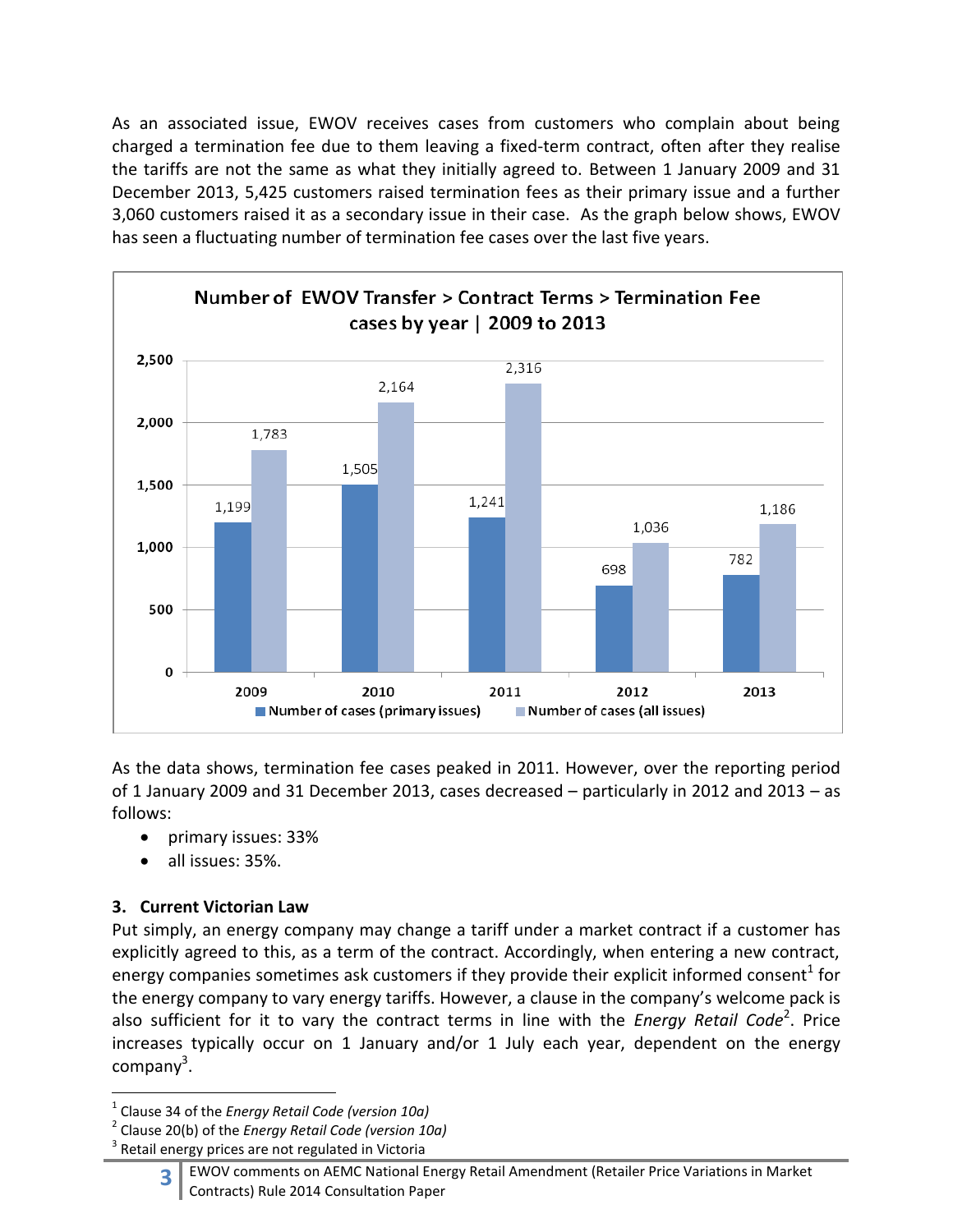As an associated issue, EWOV receives cases from customers who complain about being charged a termination fee due to them leaving a fixed-term contract, often after they realise the tariffs are not the same as what they initially agreed to. Between 1 January 2009 and 31 December 2013, 5,425 customers raised termination fees as their primary issue and a further 3,060 customers raised it as a secondary issue in their case. As the graph below shows, EWOV has seen a fluctuating number of termination fee cases over the last five years.

**Number of EWOV Transfer > Contract Terms > Termination Fee cases by year | 2009 to 2013**

| Year | Number of cases (primary issues) | Number of cases (all issues) |
| --- | --- | --- |
| 2009 | 1,199 | 1,783 |
| 2010 | 1,505 | 2,164 |
| 2011 | 1,241 | 2,316 |
| 2012 | 698 | 1,036 |
| 2013 | 782 | 1,186 |

As the data shows, termination fee cases peaked in 2011. However, over the reporting period of 1 January 2009 and 31 December 2013, cases decreased – particularly in 2012 and 2013 – as follows:

- primary issues: 33%
- all issues: 35%.

## 3. Current Victorian Law

Put simply, an energy company may change a tariff under a market contract if a customer has explicitly agreed to this, as a term of the contract. Accordingly, when entering a new contract, energy companies sometimes ask customers if they provide their explicit informed consent[1] for the energy company to vary energy tariffs. However, a clause in the company's welcome pack is also sufficient for it to vary the contract terms in line with the *Energy Retail Code*[2]. Price increases typically occur on 1 January and/or 1 July each year, dependent on the energy company[3].

---

[1] Clause 34 of the *Energy Retail Code (version 10a)*

[2] Clause 20(b) of the *Energy Retail Code (version 10a)*

[3] Retail energy prices are not regulated in Victoria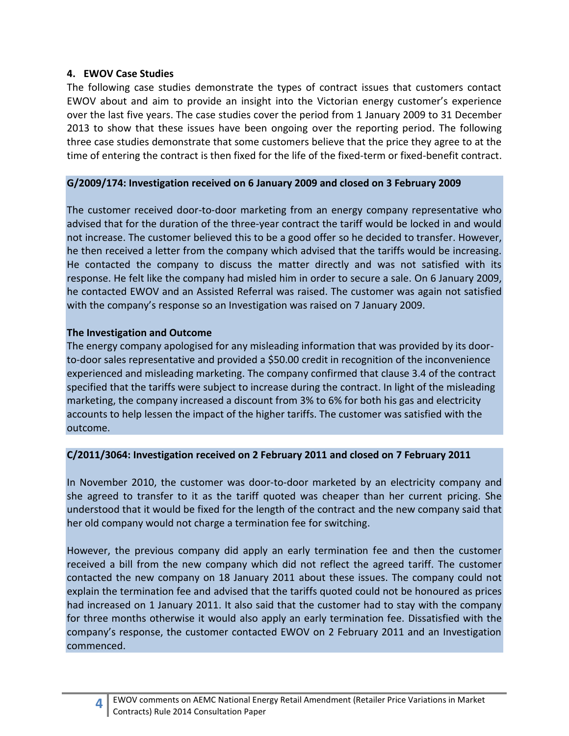## 4. EWOV Case Studies

The following case studies demonstrate the types of contract issues that customers contact EWOV about and aim to provide an insight into the Victorian energy customer's experience over the last five years. The case studies cover the period from 1 January 2009 to 31 December 2013 to show that these issues have been ongoing over the reporting period. The following three case studies demonstrate that some customers believe that the price they agree to at the time of entering the contract is then fixed for the life of the fixed-term or fixed-benefit contract.

**G/2009/174: Investigation received on 6 January 2009 and closed on 3 February 2009**

The customer received door-to-door marketing from an energy company representative who advised that for the duration of the three-year contract the tariff would be locked in and would not increase. The customer believed this to be a good offer so he decided to transfer. However, he then received a letter from the company which advised that the tariffs would be increasing. He contacted the company to discuss the matter directly and was not satisfied with its response. He felt like the company had misled him in order to secure a sale. On 6 January 2009, he contacted EWOV and an Assisted Referral was raised. The customer was again not satisfied with the company's response so an Investigation was raised on 7 January 2009.

**The Investigation and Outcome**

The energy company apologised for any misleading information that was provided by its door-to-door sales representative and provided a $50.00 credit in recognition of the inconvenience experienced and misleading marketing. The company confirmed that clause 3.4 of the contract specified that the tariffs were subject to increase during the contract. In light of the misleading marketing, the company increased a discount from 3% to 6% for both his gas and electricity accounts to help lessen the impact of the higher tariffs. The customer was satisfied with the outcome.

**C/2011/3064: Investigation received on 2 February 2011 and closed on 7 February 2011**

In November 2010, the customer was door-to-door marketed by an electricity company and she agreed to transfer to it as the tariff quoted was cheaper than her current pricing. She understood that it would be fixed for the length of the contract and the new company said that her old company would not charge a termination fee for switching.

However, the previous company did apply an early termination fee and then the customer received a bill from the new company which did not reflect the agreed tariff. The customer contacted the new company on 18 January 2011 about these issues. The company could not explain the termination fee and advised that the tariffs quoted could not be honoured as prices had increased on 1 January 2011. It also said that the customer had to stay with the company for three months otherwise it would also apply an early termination fee. Dissatisfied with the company's response, the customer contacted EWOV on 2 February 2011 and an Investigation commenced.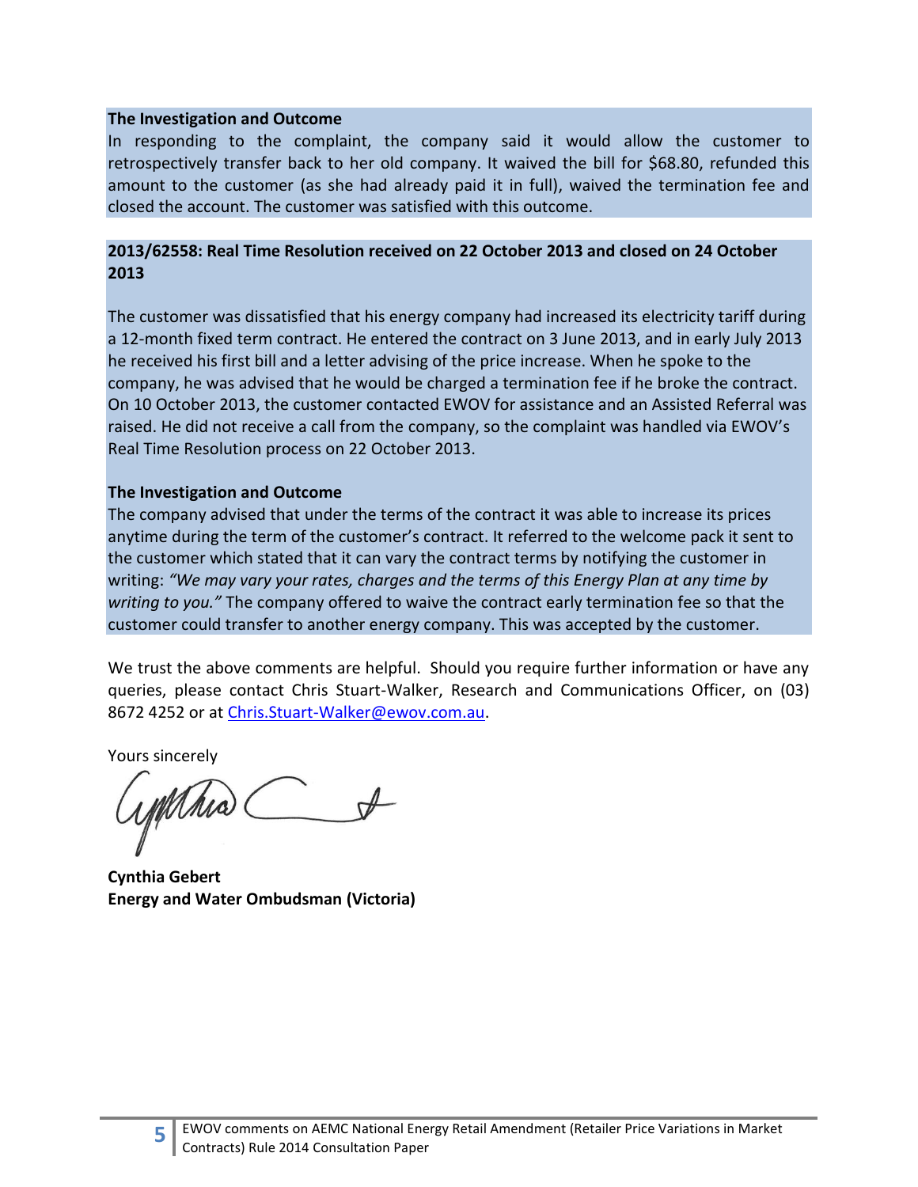**The Investigation and Outcome**

In responding to the complaint, the company said it would allow the customer to retrospectively transfer back to her old company. It waived the bill for $68.80, refunded this amount to the customer (as she had already paid it in full), waived the termination fee and closed the account. The customer was satisfied with this outcome.

**2013/62558: Real Time Resolution received on 22 October 2013 and closed on 24 October 2013**

The customer was dissatisfied that his energy company had increased its electricity tariff during a 12-month fixed term contract. He entered the contract on 3 June 2013, and in early July 2013 he received his first bill and a letter advising of the price increase. When he spoke to the company, he was advised that he would be charged a termination fee if he broke the contract. On 10 October 2013, the customer contacted EWOV for assistance and an Assisted Referral was raised. He did not receive a call from the company, so the complaint was handled via EWOV's Real Time Resolution process on 22 October 2013.

**The Investigation and Outcome**

The company advised that under the terms of the contract it was able to increase its prices anytime during the term of the customer's contract. It referred to the welcome pack it sent to the customer which stated that it can vary the contract terms by notifying the customer in writing: *"We may vary your rates, charges and the terms of this Energy Plan at any time by writing to you."* The company offered to waive the contract early termination fee so that the customer could transfer to another energy company. This was accepted by the customer.

We trust the above comments are helpful. Should you require further information or have any queries, please contact Chris Stuart-Walker, Research and Communications Officer, on (03) 8672 4252 or at Chris.Stuart-Walker@ewov.com.au.

Yours sincerely

**Cynthia Gebert**
**Energy and Water Ombudsman (Victoria)**